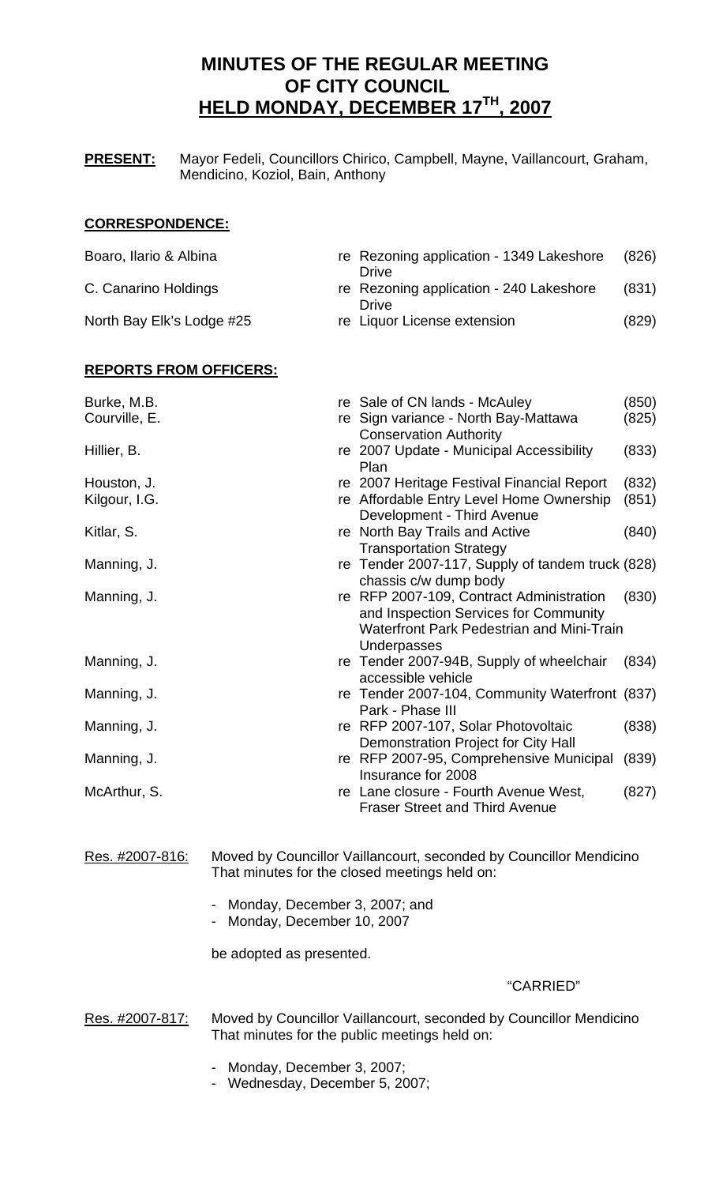# MINUTES OF THE REGULAR MEETING OF CITY COUNCIL HELD MONDAY, DECEMBER 17TH, 2007

**PRESENT:** Mayor Fedeli, Councillors Chirico, Campbell, Mayne, Vaillancourt, Graham, Mendicino, Koziol, Bain, Anthony

## CORRESPONDENCE:

| | | |
|---|---|---|
| Boaro, Ilario & Albina | re Rezoning application - 1349 Lakeshore Drive | (826) |
| C. Canarino Holdings | re Rezoning application - 240 Lakeshore Drive | (831) |
| North Bay Elk's Lodge #25 | re Liquor License extension | (829) |

## REPORTS FROM OFFICERS:

| | | |
|---|---|---|
| Burke, M.B. | re Sale of CN lands - McAuley | (850) |
| Courville, E. | re Sign variance - North Bay-Mattawa Conservation Authority | (825) |
| Hillier, B. | re 2007 Update - Municipal Accessibility Plan | (833) |
| Houston, J. | re 2007 Heritage Festival Financial Report | (832) |
| Kilgour, I.G. | re Affordable Entry Level Home Ownership Development - Third Avenue | (851) |
| Kitlar, S. | re North Bay Trails and Active Transportation Strategy | (840) |
| Manning, J. | re Tender 2007-117, Supply of tandem truck chassis c/w dump body | (828) |
| Manning, J. | re RFP 2007-109, Contract Administration and Inspection Services for Community Waterfront Park Pedestrian and Mini-Train Underpasses | (830) |
| Manning, J. | re Tender 2007-94B, Supply of wheelchair accessible vehicle | (834) |
| Manning, J. | re Tender 2007-104, Community Waterfront Park - Phase III | (837) |
| Manning, J. | re RFP 2007-107, Solar Photovoltaic Demonstration Project for City Hall | (838) |
| Manning, J. | re RFP 2007-95, Comprehensive Municipal Insurance for 2008 | (839) |
| McArthur, S. | re Lane closure - Fourth Avenue West, Fraser Street and Third Avenue | (827) |

Res. #2007-816: Moved by Councillor Vaillancourt, seconded by Councillor Mendicino That minutes for the closed meetings held on:

- Monday, December 3, 2007; and
- Monday, December 10, 2007

be adopted as presented.

"CARRIED"

Res. #2007-817: Moved by Councillor Vaillancourt, seconded by Councillor Mendicino That minutes for the public meetings held on:

- Monday, December 3, 2007;
- Wednesday, December 5, 2007;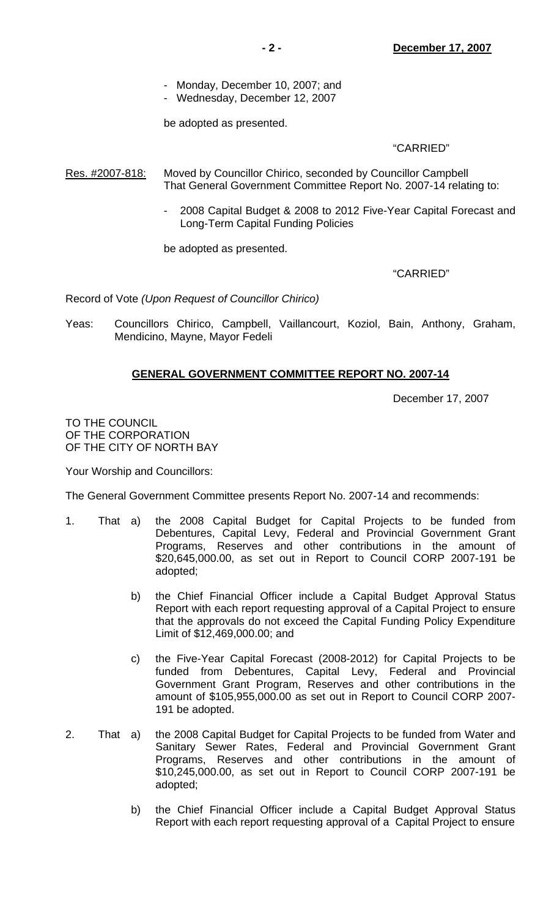- Monday, December 10, 2007; and
- Wednesday, December 12, 2007

be adopted as presented.

"CARRIED"

Res. #2007-818: Moved by Councillor Chirico, seconded by Councillor Campbell That General Government Committee Report No. 2007-14 relating to:

- 2008 Capital Budget & 2008 to 2012 Five-Year Capital Forecast and Long-Term Capital Funding Policies

be adopted as presented.

"CARRIED"

Record of Vote *(Upon Request of Councillor Chirico)*

Yeas: Councillors Chirico, Campbell, Vaillancourt, Koziol, Bain, Anthony, Graham, Mendicino, Mayne, Mayor Fedeli

## GENERAL GOVERNMENT COMMITTEE REPORT NO. 2007-14

December 17, 2007

TO THE COUNCIL
OF THE CORPORATION
OF THE CITY OF NORTH BAY

Your Worship and Councillors:

The General Government Committee presents Report No. 2007-14 and recommends:

1. That a) the 2008 Capital Budget for Capital Projects to be funded from Debentures, Capital Levy, Federal and Provincial Government Grant Programs, Reserves and other contributions in the amount of $20,645,000.00, as set out in Report to Council CORP 2007-191 be adopted;

   b) the Chief Financial Officer include a Capital Budget Approval Status Report with each report requesting approval of a Capital Project to ensure that the approvals do not exceed the Capital Funding Policy Expenditure Limit of $12,469,000.00; and

   c) the Five-Year Capital Forecast (2008-2012) for Capital Projects to be funded from Debentures, Capital Levy, Federal and Provincial Government Grant Program, Reserves and other contributions in the amount of $105,955,000.00 as set out in Report to Council CORP 2007-191 be adopted.

2. That a) the 2008 Capital Budget for Capital Projects to be funded from Water and Sanitary Sewer Rates, Federal and Provincial Government Grant Programs, Reserves and other contributions in the amount of $10,245,000.00, as set out in Report to Council CORP 2007-191 be adopted;

   b) the Chief Financial Officer include a Capital Budget Approval Status Report with each report requesting approval of a Capital Project to ensure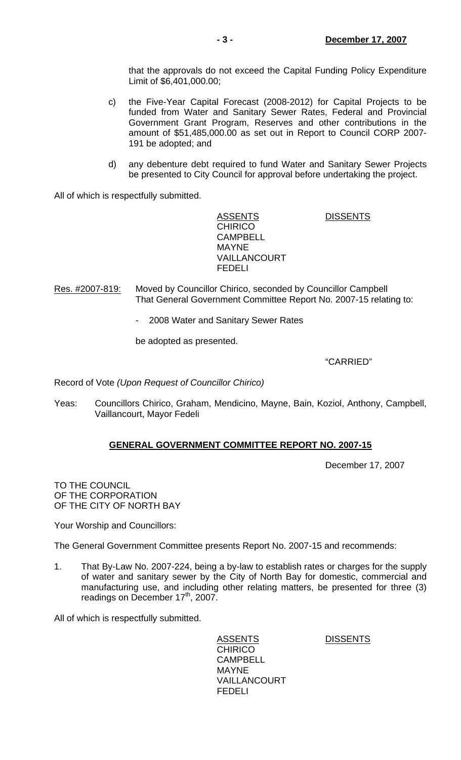that the approvals do not exceed the Capital Funding Policy Expenditure Limit of $6,401,000.00;

c) the Five-Year Capital Forecast (2008-2012) for Capital Projects to be funded from Water and Sanitary Sewer Rates, Federal and Provincial Government Grant Program, Reserves and other contributions in the amount of $51,485,000.00 as set out in Report to Council CORP 2007-191 be adopted; and

d) any debenture debt required to fund Water and Sanitary Sewer Projects be presented to City Council for approval before undertaking the project.

All of which is respectfully submitted.

| ASSENTS | DISSENTS |
|---|---|
| CHIRICO | |
| CAMPBELL | |
| MAYNE | |
| VAILLANCOURT | |
| FEDELI | |

Res. #2007-819: Moved by Councillor Chirico, seconded by Councillor Campbell
That General Government Committee Report No. 2007-15 relating to:

- 2008 Water and Sanitary Sewer Rates

be adopted as presented.

"CARRIED"

Record of Vote *(Upon Request of Councillor Chirico)*

Yeas: Councillors Chirico, Graham, Mendicino, Mayne, Bain, Koziol, Anthony, Campbell, Vaillancourt, Mayor Fedeli

## GENERAL GOVERNMENT COMMITTEE REPORT NO. 2007-15

December 17, 2007

TO THE COUNCIL
OF THE CORPORATION
OF THE CITY OF NORTH BAY

Your Worship and Councillors:

The General Government Committee presents Report No. 2007-15 and recommends:

1. That By-Law No. 2007-224, being a by-law to establish rates or charges for the supply of water and sanitary sewer by the City of North Bay for domestic, commercial and manufacturing use, and including other relating matters, be presented for three (3) readings on December 17th, 2007.

All of which is respectfully submitted.

| ASSENTS | DISSENTS |
|---|---|
| CHIRICO | |
| CAMPBELL | |
| MAYNE | |
| VAILLANCOURT | |
| FEDELI | |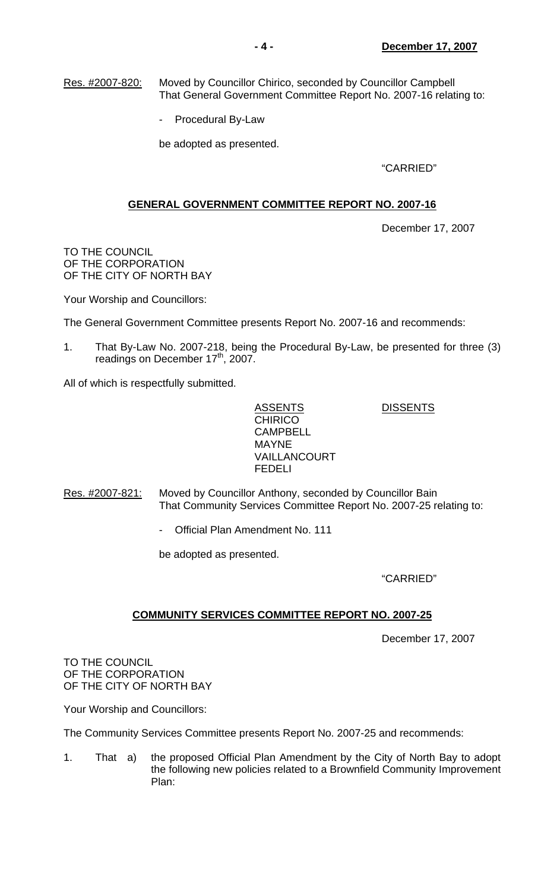Res. #2007-820: Moved by Councillor Chirico, seconded by Councillor Campbell That General Government Committee Report No. 2007-16 relating to:

- Procedural By-Law

be adopted as presented.

"CARRIED"

## GENERAL GOVERNMENT COMMITTEE REPORT NO. 2007-16

December 17, 2007

TO THE COUNCIL
OF THE CORPORATION
OF THE CITY OF NORTH BAY

Your Worship and Councillors:

The General Government Committee presents Report No. 2007-16 and recommends:

1. That By-Law No. 2007-218, being the Procedural By-Law, be presented for three (3) readings on December 17th, 2007.

All of which is respectfully submitted.

| ASSENTS | DISSENTS |
|---|---|
| CHIRICO | |
| CAMPBELL | |
| MAYNE | |
| VAILLANCOURT | |
| FEDELI | |

Res. #2007-821: Moved by Councillor Anthony, seconded by Councillor Bain That Community Services Committee Report No. 2007-25 relating to:

- Official Plan Amendment No. 111

be adopted as presented.

"CARRIED"

## COMMUNITY SERVICES COMMITTEE REPORT NO. 2007-25

December 17, 2007

TO THE COUNCIL
OF THE CORPORATION
OF THE CITY OF NORTH BAY

Your Worship and Councillors:

The Community Services Committee presents Report No. 2007-25 and recommends:

1. That a) the proposed Official Plan Amendment by the City of North Bay to adopt the following new policies related to a Brownfield Community Improvement Plan: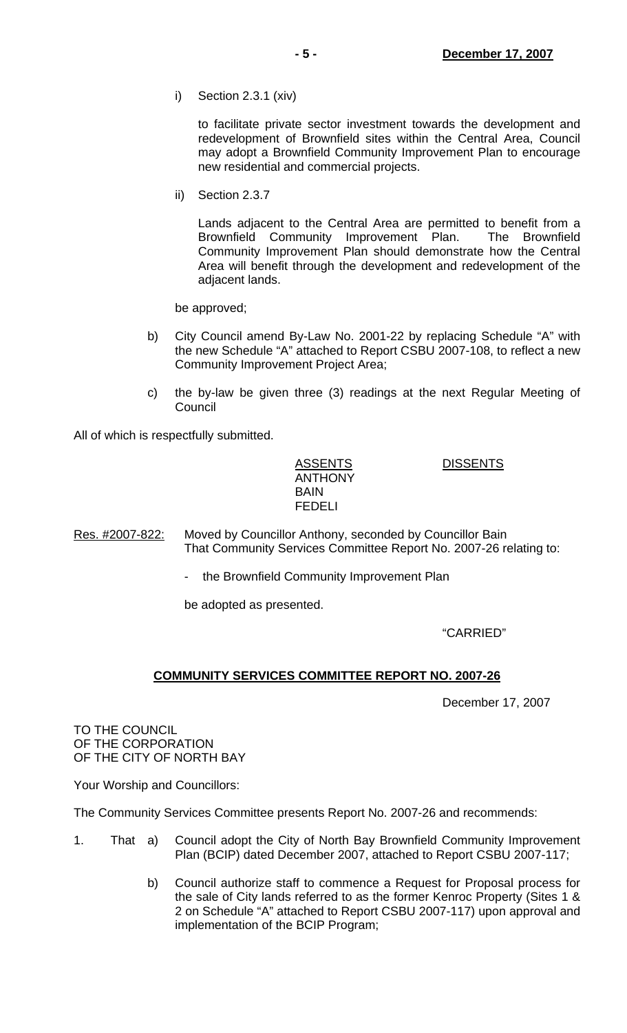i) Section 2.3.1 (xiv)

to facilitate private sector investment towards the development and redevelopment of Brownfield sites within the Central Area, Council may adopt a Brownfield Community Improvement Plan to encourage new residential and commercial projects.

ii) Section 2.3.7

Lands adjacent to the Central Area are permitted to benefit from a Brownfield Community Improvement Plan. The Brownfield Community Improvement Plan should demonstrate how the Central Area will benefit through the development and redevelopment of the adjacent lands.

be approved;

b) City Council amend By-Law No. 2001-22 by replacing Schedule "A" with the new Schedule "A" attached to Report CSBU 2007-108, to reflect a new Community Improvement Project Area;

c) the by-law be given three (3) readings at the next Regular Meeting of Council

All of which is respectfully submitted.

| ASSENTS | DISSENTS |
|---|---|
| ANTHONY | |
| BAIN | |
| FEDELI | |

Res. #2007-822: Moved by Councillor Anthony, seconded by Councillor Bain
That Community Services Committee Report No. 2007-26 relating to:

- the Brownfield Community Improvement Plan

be adopted as presented.

"CARRIED"

## COMMUNITY SERVICES COMMITTEE REPORT NO. 2007-26

December 17, 2007

TO THE COUNCIL
OF THE CORPORATION
OF THE CITY OF NORTH BAY

Your Worship and Councillors:

The Community Services Committee presents Report No. 2007-26 and recommends:

1. That a) Council adopt the City of North Bay Brownfield Community Improvement Plan (BCIP) dated December 2007, attached to Report CSBU 2007-117;

   b) Council authorize staff to commence a Request for Proposal process for the sale of City lands referred to as the former Kenroc Property (Sites 1 & 2 on Schedule "A" attached to Report CSBU 2007-117) upon approval and implementation of the BCIP Program;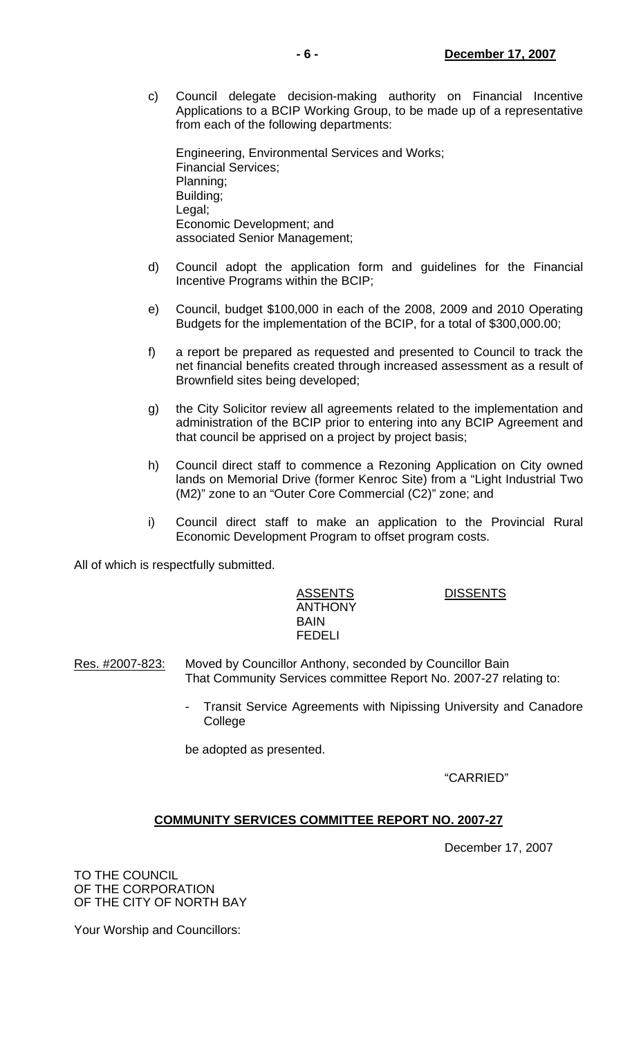c) Council delegate decision-making authority on Financial Incentive Applications to a BCIP Working Group, to be made up of a representative from each of the following departments:

   Engineering, Environmental Services and Works;
   Financial Services;
   Planning;
   Building;
   Legal;
   Economic Development; and
   associated Senior Management;

d) Council adopt the application form and guidelines for the Financial Incentive Programs within the BCIP;

e) Council, budget $100,000 in each of the 2008, 2009 and 2010 Operating Budgets for the implementation of the BCIP, for a total of $300,000.00;

f) a report be prepared as requested and presented to Council to track the net financial benefits created through increased assessment as a result of Brownfield sites being developed;

g) the City Solicitor review all agreements related to the implementation and administration of the BCIP prior to entering into any BCIP Agreement and that council be apprised on a project by project basis;

h) Council direct staff to commence a Rezoning Application on City owned lands on Memorial Drive (former Kenroc Site) from a "Light Industrial Two (M2)" zone to an "Outer Core Commercial (C2)" zone; and

i) Council direct staff to make an application to the Provincial Rural Economic Development Program to offset program costs.

All of which is respectfully submitted.

| ASSENTS | DISSENTS |
|---|---|
| ANTHONY | |
| BAIN | |
| FEDELI | |

Res. #2007-823: Moved by Councillor Anthony, seconded by Councillor Bain
That Community Services committee Report No. 2007-27 relating to:

- Transit Service Agreements with Nipissing University and Canadore College

be adopted as presented.

"CARRIED"

**COMMUNITY SERVICES COMMITTEE REPORT NO. 2007-27**

December 17, 2007

TO THE COUNCIL
OF THE CORPORATION
OF THE CITY OF NORTH BAY

Your Worship and Councillors: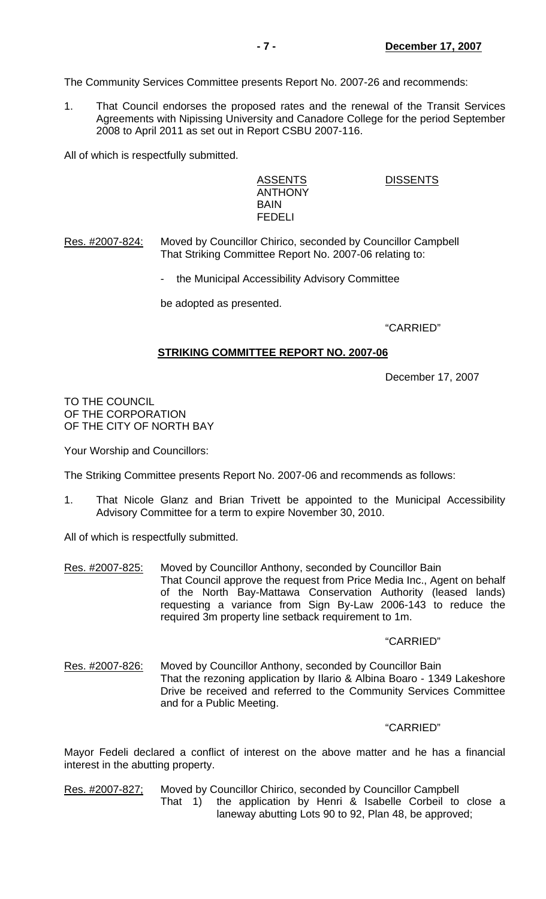The Community Services Committee presents Report No. 2007-26 and recommends:

1. That Council endorses the proposed rates and the renewal of the Transit Services Agreements with Nipissing University and Canadore College for the period September 2008 to April 2011 as set out in Report CSBU 2007-116.

All of which is respectfully submitted.

| ASSENTS | DISSENTS |
|---|---|
| ANTHONY | |
| BAIN | |
| FEDELI | |

Res. #2007-824: Moved by Councillor Chirico, seconded by Councillor Campbell
That Striking Committee Report No. 2007-06 relating to:

- the Municipal Accessibility Advisory Committee

be adopted as presented.

"CARRIED"

## STRIKING COMMITTEE REPORT NO. 2007-06

December 17, 2007

TO THE COUNCIL
OF THE CORPORATION
OF THE CITY OF NORTH BAY

Your Worship and Councillors:

The Striking Committee presents Report No. 2007-06 and recommends as follows:

1. That Nicole Glanz and Brian Trivett be appointed to the Municipal Accessibility Advisory Committee for a term to expire November 30, 2010.

All of which is respectfully submitted.

Res. #2007-825: Moved by Councillor Anthony, seconded by Councillor Bain
That Council approve the request from Price Media Inc., Agent on behalf of the North Bay-Mattawa Conservation Authority (leased lands) requesting a variance from Sign By-Law 2006-143 to reduce the required 3m property line setback requirement to 1m.

"CARRIED"

Res. #2007-826: Moved by Councillor Anthony, seconded by Councillor Bain
That the rezoning application by Ilario & Albina Boaro - 1349 Lakeshore Drive be received and referred to the Community Services Committee and for a Public Meeting.

"CARRIED"

Mayor Fedeli declared a conflict of interest on the above matter and he has a financial interest in the abutting property.

Res. #2007-827; Moved by Councillor Chirico, seconded by Councillor Campbell
That 1) the application by Henri & Isabelle Corbeil to close a laneway abutting Lots 90 to 92, Plan 48, be approved;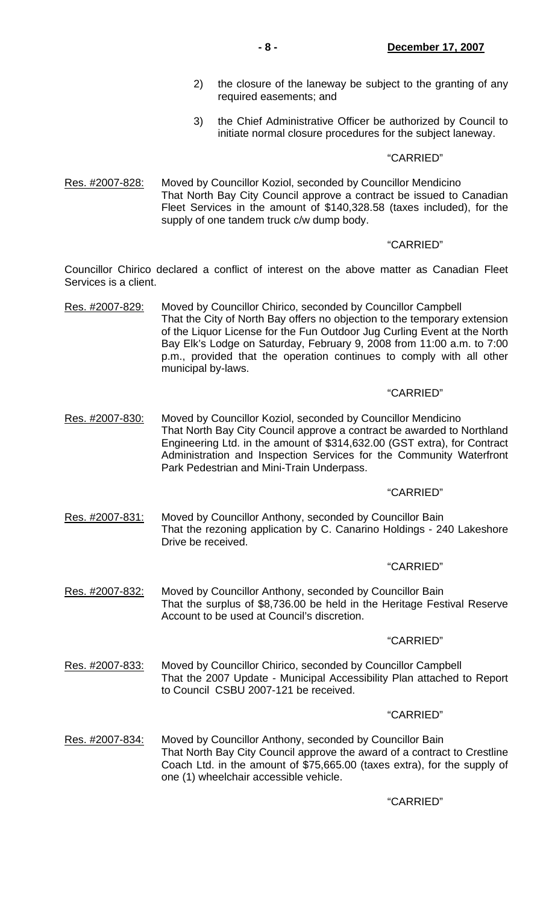2) the closure of the laneway be subject to the granting of any required easements; and

3) the Chief Administrative Officer be authorized by Council to initiate normal closure procedures for the subject laneway.

"CARRIED"

Res. #2007-828: Moved by Councillor Koziol, seconded by Councillor Mendicino
That North Bay City Council approve a contract be issued to Canadian Fleet Services in the amount of $140,328.58 (taxes included), for the supply of one tandem truck c/w dump body.

"CARRIED"

Councillor Chirico declared a conflict of interest on the above matter as Canadian Fleet Services is a client.

Res. #2007-829: Moved by Councillor Chirico, seconded by Councillor Campbell
That the City of North Bay offers no objection to the temporary extension of the Liquor License for the Fun Outdoor Jug Curling Event at the North Bay Elk's Lodge on Saturday, February 9, 2008 from 11:00 a.m. to 7:00 p.m., provided that the operation continues to comply with all other municipal by-laws.

"CARRIED"

Res. #2007-830: Moved by Councillor Koziol, seconded by Councillor Mendicino
That North Bay City Council approve a contract be awarded to Northland Engineering Ltd. in the amount of $314,632.00 (GST extra), for Contract Administration and Inspection Services for the Community Waterfront Park Pedestrian and Mini-Train Underpass.

"CARRIED"

Res. #2007-831: Moved by Councillor Anthony, seconded by Councillor Bain
That the rezoning application by C. Canarino Holdings - 240 Lakeshore Drive be received.

"CARRIED"

Res. #2007-832: Moved by Councillor Anthony, seconded by Councillor Bain
That the surplus of $8,736.00 be held in the Heritage Festival Reserve Account to be used at Council's discretion.

"CARRIED"

Res. #2007-833: Moved by Councillor Chirico, seconded by Councillor Campbell
That the 2007 Update - Municipal Accessibility Plan attached to Report to Council CSBU 2007-121 be received.

"CARRIED"

Res. #2007-834: Moved by Councillor Anthony, seconded by Councillor Bain
That North Bay City Council approve the award of a contract to Crestline Coach Ltd. in the amount of $75,665.00 (taxes extra), for the supply of one (1) wheelchair accessible vehicle.

"CARRIED"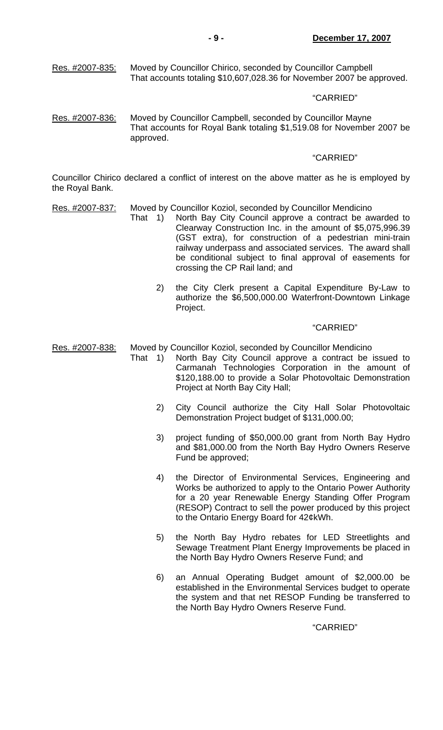Res. #2007-835: Moved by Councillor Chirico, seconded by Councillor Campbell
That accounts totaling $10,607,028.36 for November 2007 be approved.

"CARRIED"

Res. #2007-836: Moved by Councillor Campbell, seconded by Councillor Mayne
That accounts for Royal Bank totaling $1,519.08 for November 2007 be approved.

"CARRIED"

Councillor Chirico declared a conflict of interest on the above matter as he is employed by the Royal Bank.

Res. #2007-837: Moved by Councillor Koziol, seconded by Councillor Mendicino
That 1) North Bay City Council approve a contract be awarded to Clearway Construction Inc. in the amount of $5,075,996.39 (GST extra), for construction of a pedestrian mini-train railway underpass and associated services. The award shall be conditional subject to final approval of easements for crossing the CP Rail land; and

2) the City Clerk present a Capital Expenditure By-Law to authorize the $6,500,000.00 Waterfront-Downtown Linkage Project.

"CARRIED"

Res. #2007-838: Moved by Councillor Koziol, seconded by Councillor Mendicino
That 1) North Bay City Council approve a contract be issued to Carmanah Technologies Corporation in the amount of $120,188.00 to provide a Solar Photovoltaic Demonstration Project at North Bay City Hall;

2) City Council authorize the City Hall Solar Photovoltaic Demonstration Project budget of $131,000.00;

3) project funding of $50,000.00 grant from North Bay Hydro and $81,000.00 from the North Bay Hydro Owners Reserve Fund be approved;

4) the Director of Environmental Services, Engineering and Works be authorized to apply to the Ontario Power Authority for a 20 year Renewable Energy Standing Offer Program (RESOP) Contract to sell the power produced by this project to the Ontario Energy Board for 42¢kWh.

5) the North Bay Hydro rebates for LED Streetlights and Sewage Treatment Plant Energy Improvements be placed in the North Bay Hydro Owners Reserve Fund; and

6) an Annual Operating Budget amount of $2,000.00 be established in the Environmental Services budget to operate the system and that net RESOP Funding be transferred to the North Bay Hydro Owners Reserve Fund.

"CARRIED"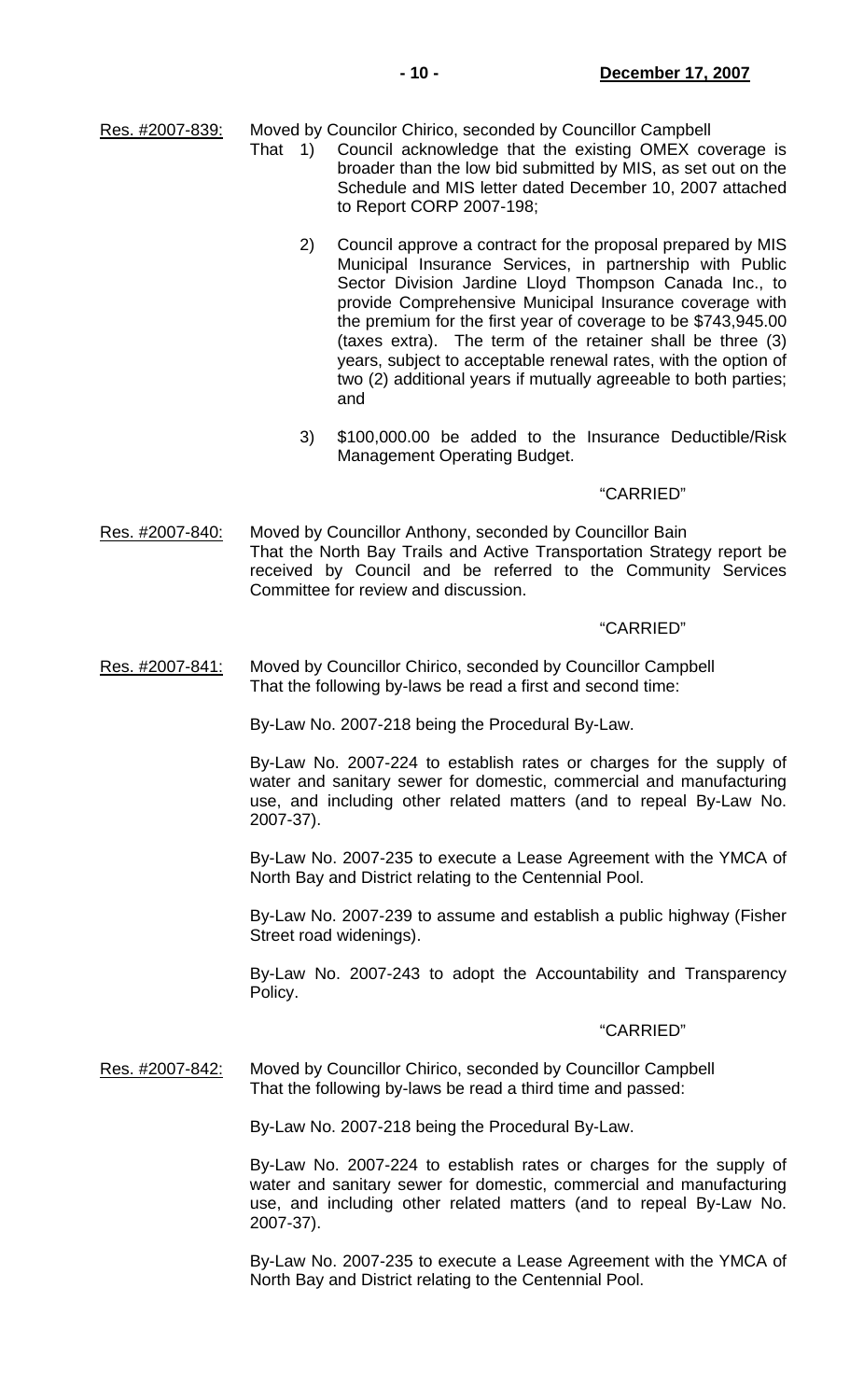Res. #2007-839: Moved by Councilor Chirico, seconded by Councillor Campbell

That 1) Council acknowledge that the existing OMEX coverage is broader than the low bid submitted by MIS, as set out on the Schedule and MIS letter dated December 10, 2007 attached to Report CORP 2007-198;

2) Council approve a contract for the proposal prepared by MIS Municipal Insurance Services, in partnership with Public Sector Division Jardine Lloyd Thompson Canada Inc., to provide Comprehensive Municipal Insurance coverage with the premium for the first year of coverage to be $743,945.00 (taxes extra). The term of the retainer shall be three (3) years, subject to acceptable renewal rates, with the option of two (2) additional years if mutually agreeable to both parties; and

3) $100,000.00 be added to the Insurance Deductible/Risk Management Operating Budget.

"CARRIED"

Res. #2007-840: Moved by Councillor Anthony, seconded by Councillor Bain

That the North Bay Trails and Active Transportation Strategy report be received by Council and be referred to the Community Services Committee for review and discussion.

"CARRIED"

Res. #2007-841: Moved by Councillor Chirico, seconded by Councillor Campbell

That the following by-laws be read a first and second time:

By-Law No. 2007-218 being the Procedural By-Law.

By-Law No. 2007-224 to establish rates or charges for the supply of water and sanitary sewer for domestic, commercial and manufacturing use, and including other related matters (and to repeal By-Law No. 2007-37).

By-Law No. 2007-235 to execute a Lease Agreement with the YMCA of North Bay and District relating to the Centennial Pool.

By-Law No. 2007-239 to assume and establish a public highway (Fisher Street road widenings).

By-Law No. 2007-243 to adopt the Accountability and Transparency Policy.

"CARRIED"

Res. #2007-842: Moved by Councillor Chirico, seconded by Councillor Campbell

That the following by-laws be read a third time and passed:

By-Law No. 2007-218 being the Procedural By-Law.

By-Law No. 2007-224 to establish rates or charges for the supply of water and sanitary sewer for domestic, commercial and manufacturing use, and including other related matters (and to repeal By-Law No. 2007-37).

By-Law No. 2007-235 to execute a Lease Agreement with the YMCA of North Bay and District relating to the Centennial Pool.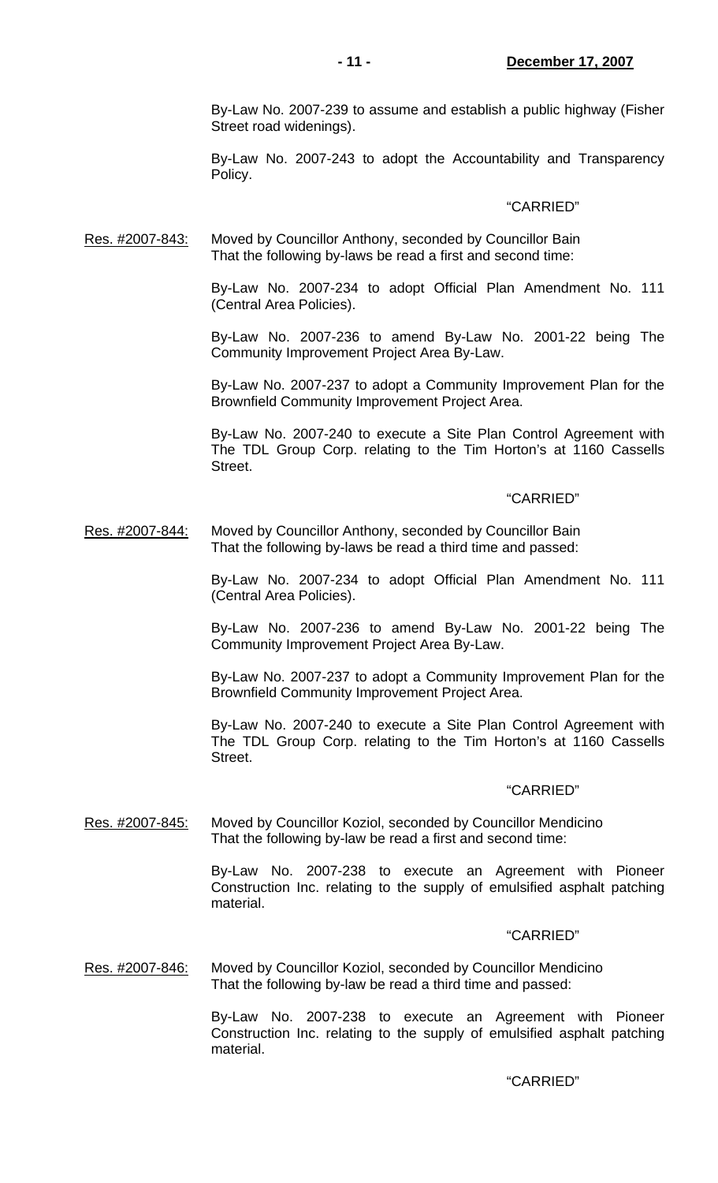By-Law No. 2007-239 to assume and establish a public highway (Fisher Street road widenings).

By-Law No. 2007-243 to adopt the Accountability and Transparency Policy.

"CARRIED"

Res. #2007-843: Moved by Councillor Anthony, seconded by Councillor Bain
That the following by-laws be read a first and second time:

By-Law No. 2007-234 to adopt Official Plan Amendment No. 111 (Central Area Policies).

By-Law No. 2007-236 to amend By-Law No. 2001-22 being The Community Improvement Project Area By-Law.

By-Law No. 2007-237 to adopt a Community Improvement Plan for the Brownfield Community Improvement Project Area.

By-Law No. 2007-240 to execute a Site Plan Control Agreement with The TDL Group Corp. relating to the Tim Horton's at 1160 Cassells Street.

"CARRIED"

Res. #2007-844: Moved by Councillor Anthony, seconded by Councillor Bain
That the following by-laws be read a third time and passed:

By-Law No. 2007-234 to adopt Official Plan Amendment No. 111 (Central Area Policies).

By-Law No. 2007-236 to amend By-Law No. 2001-22 being The Community Improvement Project Area By-Law.

By-Law No. 2007-237 to adopt a Community Improvement Plan for the Brownfield Community Improvement Project Area.

By-Law No. 2007-240 to execute a Site Plan Control Agreement with The TDL Group Corp. relating to the Tim Horton's at 1160 Cassells Street.

"CARRIED"

Res. #2007-845: Moved by Councillor Koziol, seconded by Councillor Mendicino
That the following by-law be read a first and second time:

By-Law No. 2007-238 to execute an Agreement with Pioneer Construction Inc. relating to the supply of emulsified asphalt patching material.

"CARRIED"

Res. #2007-846: Moved by Councillor Koziol, seconded by Councillor Mendicino
That the following by-law be read a third time and passed:

By-Law No. 2007-238 to execute an Agreement with Pioneer Construction Inc. relating to the supply of emulsified asphalt patching material.

"CARRIED"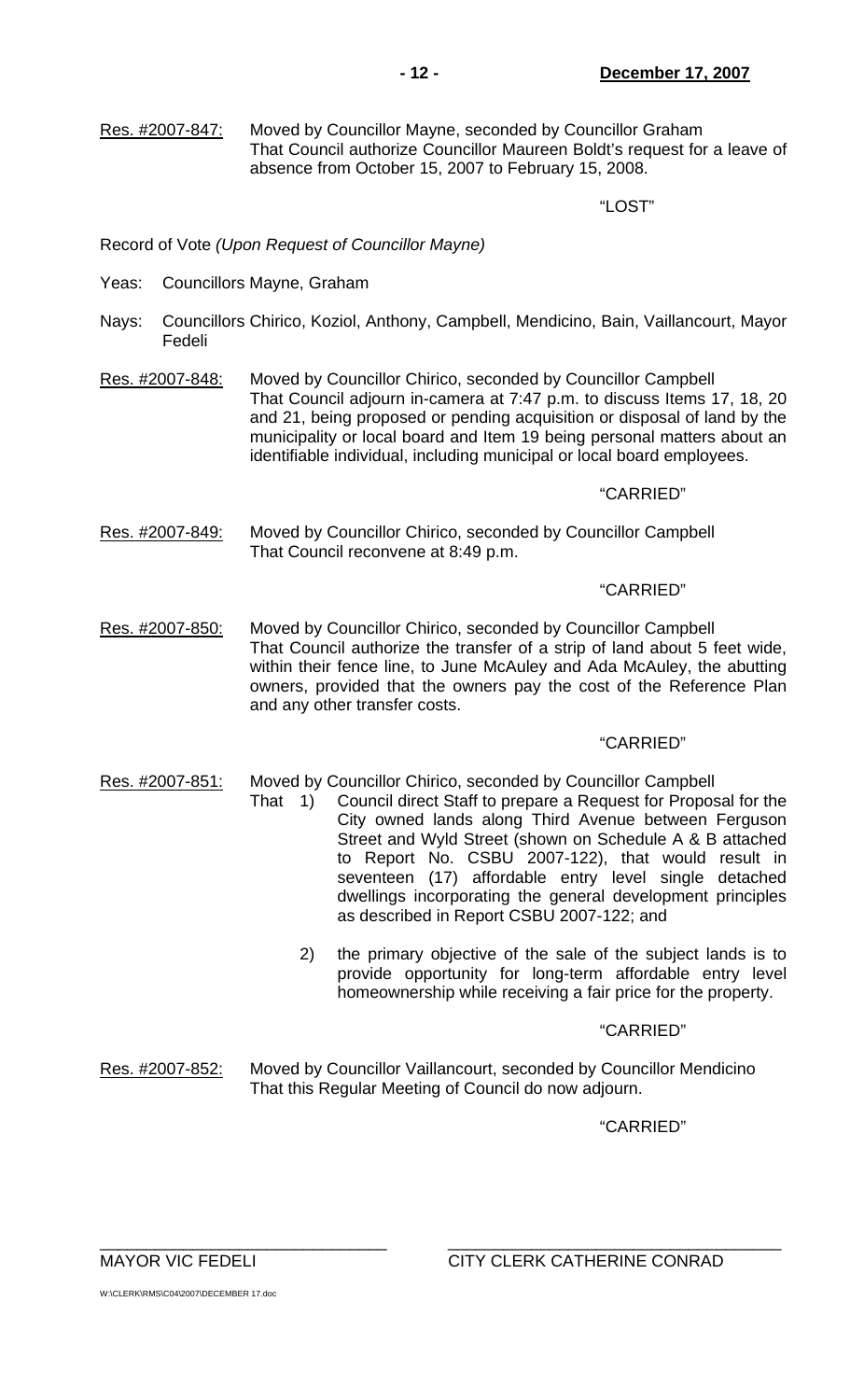Res. #2007-847: Moved by Councillor Mayne, seconded by Councillor Graham
That Council authorize Councillor Maureen Boldt's request for a leave of absence from October 15, 2007 to February 15, 2008.

"LOST"

Record of Vote *(Upon Request of Councillor Mayne)*

Yeas: Councillors Mayne, Graham

Nays: Councillors Chirico, Koziol, Anthony, Campbell, Mendicino, Bain, Vaillancourt, Mayor Fedeli

Res. #2007-848: Moved by Councillor Chirico, seconded by Councillor Campbell
That Council adjourn in-camera at 7:47 p.m. to discuss Items 17, 18, 20 and 21, being proposed or pending acquisition or disposal of land by the municipality or local board and Item 19 being personal matters about an identifiable individual, including municipal or local board employees.

"CARRIED"

Res. #2007-849: Moved by Councillor Chirico, seconded by Councillor Campbell
That Council reconvene at 8:49 p.m.

"CARRIED"

Res. #2007-850: Moved by Councillor Chirico, seconded by Councillor Campbell
That Council authorize the transfer of a strip of land about 5 feet wide, within their fence line, to June McAuley and Ada McAuley, the abutting owners, provided that the owners pay the cost of the Reference Plan and any other transfer costs.

"CARRIED"

Res. #2007-851: Moved by Councillor Chirico, seconded by Councillor Campbell
That 1) Council direct Staff to prepare a Request for Proposal for the City owned lands along Third Avenue between Ferguson Street and Wyld Street (shown on Schedule A & B attached to Report No. CSBU 2007-122), that would result in seventeen (17) affordable entry level single detached dwellings incorporating the general development principles as described in Report CSBU 2007-122; and

2) the primary objective of the sale of the subject lands is to provide opportunity for long-term affordable entry level homeownership while receiving a fair price for the property.

"CARRIED"

Res. #2007-852: Moved by Councillor Vaillancourt, seconded by Councillor Mendicino
That this Regular Meeting of Council do now adjourn.

"CARRIED"

_______________________________ _______________________________

MAYOR VIC FEDELI CITY CLERK CATHERINE CONRAD

W:\CLERK\RMS\C04\2007\DECEMBER 17.doc